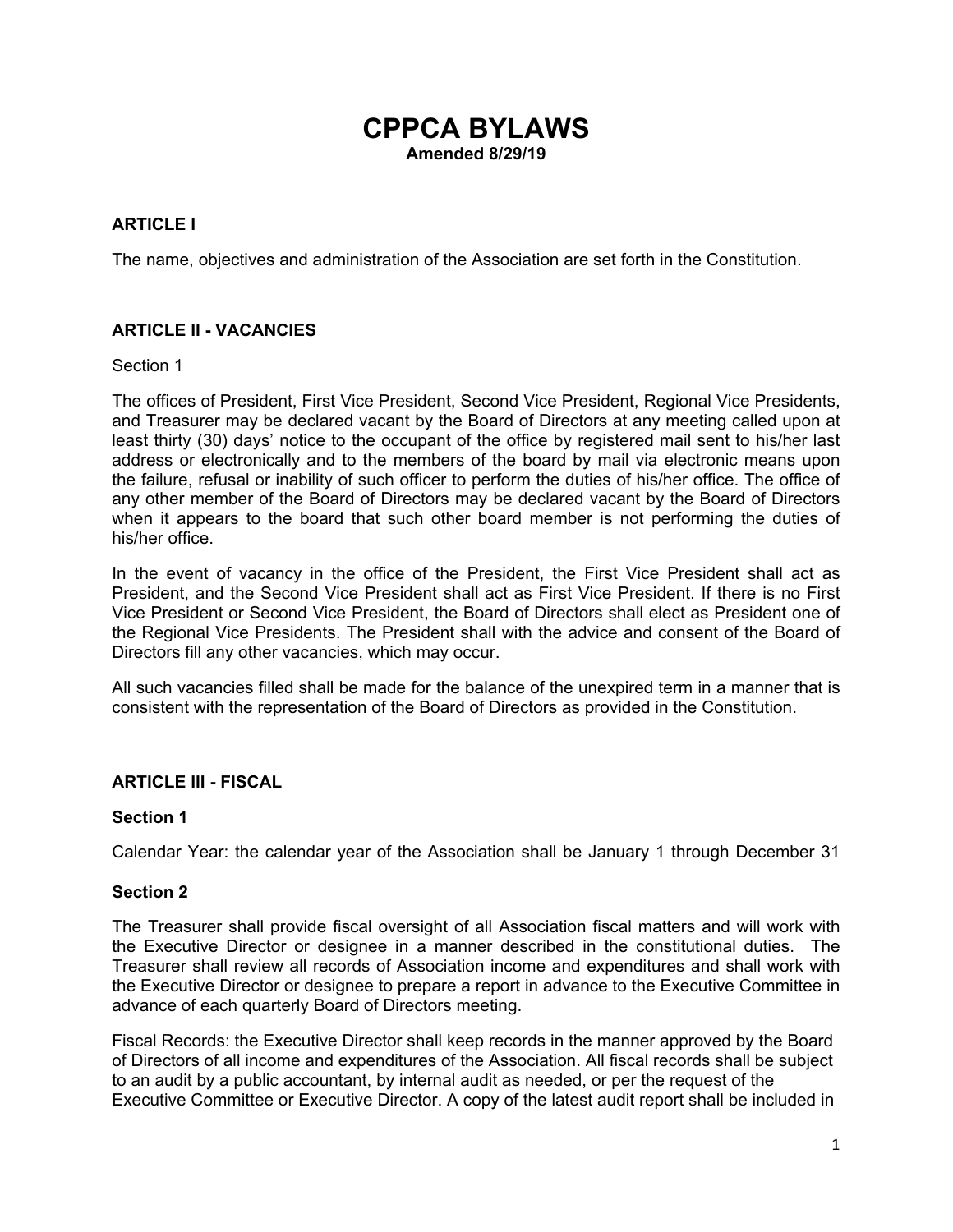# CPPCA BYLAWS

**Amended 8/29/19**

## ARTICLE I

The name, objectives and administration of the Association are set forth in the Constitution.

## ARTICLE II - VACANCIES

Section 1

The offices of President, First Vice President, Second Vice President, Regional Vice Presidents, and Treasurer may be declared vacant by the Board of Directors at any meeting called upon at least thirty (30) days' notice to the occupant of the office by registered mail sent to his/her last address or electronically and to the members of the board by mail via electronic means upon the failure, refusal or inability of such officer to perform the duties of his/her office. The office of any other member of the Board of Directors may be declared vacant by the Board of Directors when it appears to the board that such other board member is not performing the duties of his/her office.

In the event of vacancy in the office of the President, the First Vice President shall act as President, and the Second Vice President shall act as First Vice President. If there is no First Vice President or Second Vice President, the Board of Directors shall elect as President one of the Regional Vice Presidents. The President shall with the advice and consent of the Board of Directors fill any other vacancies, which may occur.

All such vacancies filled shall be made for the balance of the unexpired term in a manner that is consistent with the representation of the Board of Directors as provided in the Constitution.

## ARTICLE III - FISCAL

**Section 1**

Calendar Year: the calendar year of the Association shall be January 1 through December 31

**Section 2**

The Treasurer shall provide fiscal oversight of all Association fiscal matters and will work with the Executive Director or designee in a manner described in the constitutional duties. The Treasurer shall review all records of Association income and expenditures and shall work with the Executive Director or designee to prepare a report in advance to the Executive Committee in advance of each quarterly Board of Directors meeting.

Fiscal Records: the Executive Director shall keep records in the manner approved by the Board of Directors of all income and expenditures of the Association. All fiscal records shall be subject to an audit by a public accountant, by internal audit as needed, or per the request of the Executive Committee or Executive Director. A copy of the latest audit report shall be included in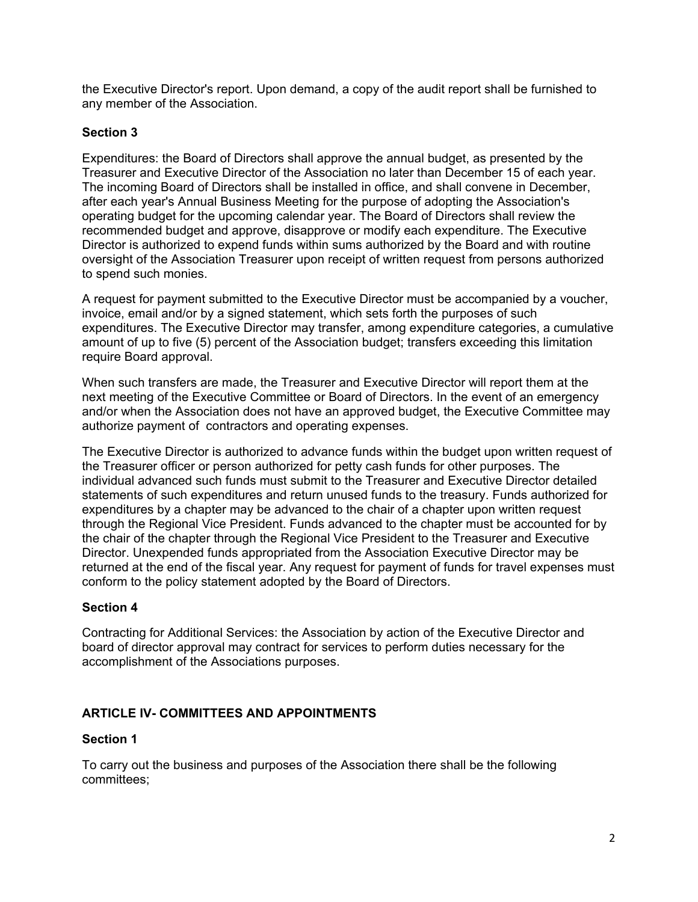the Executive Director's report. Upon demand, a copy of the audit report shall be furnished to any member of the Association.

**Section 3**

Expenditures: the Board of Directors shall approve the annual budget, as presented by the Treasurer and Executive Director of the Association no later than December 15 of each year. The incoming Board of Directors shall be installed in office, and shall convene in December, after each year's Annual Business Meeting for the purpose of adopting the Association's operating budget for the upcoming calendar year. The Board of Directors shall review the recommended budget and approve, disapprove or modify each expenditure. The Executive Director is authorized to expend funds within sums authorized by the Board and with routine oversight of the Association Treasurer upon receipt of written request from persons authorized to spend such monies.

A request for payment submitted to the Executive Director must be accompanied by a voucher, invoice, email and/or by a signed statement, which sets forth the purposes of such expenditures. The Executive Director may transfer, among expenditure categories, a cumulative amount of up to five (5) percent of the Association budget; transfers exceeding this limitation require Board approval.

When such transfers are made, the Treasurer and Executive Director will report them at the next meeting of the Executive Committee or Board of Directors. In the event of an emergency and/or when the Association does not have an approved budget, the Executive Committee may authorize payment of contractors and operating expenses.

The Executive Director is authorized to advance funds within the budget upon written request of the Treasurer officer or person authorized for petty cash funds for other purposes. The individual advanced such funds must submit to the Treasurer and Executive Director detailed statements of such expenditures and return unused funds to the treasury. Funds authorized for expenditures by a chapter may be advanced to the chair of a chapter upon written request through the Regional Vice President. Funds advanced to the chapter must be accounted for by the chair of the chapter through the Regional Vice President to the Treasurer and Executive Director. Unexpended funds appropriated from the Association Executive Director may be returned at the end of the fiscal year. Any request for payment of funds for travel expenses must conform to the policy statement adopted by the Board of Directors.

**Section 4**

Contracting for Additional Services: the Association by action of the Executive Director and board of director approval may contract for services to perform duties necessary for the accomplishment of the Associations purposes.

## ARTICLE IV- COMMITTEES AND APPOINTMENTS

**Section 1**

To carry out the business and purposes of the Association there shall be the following committees;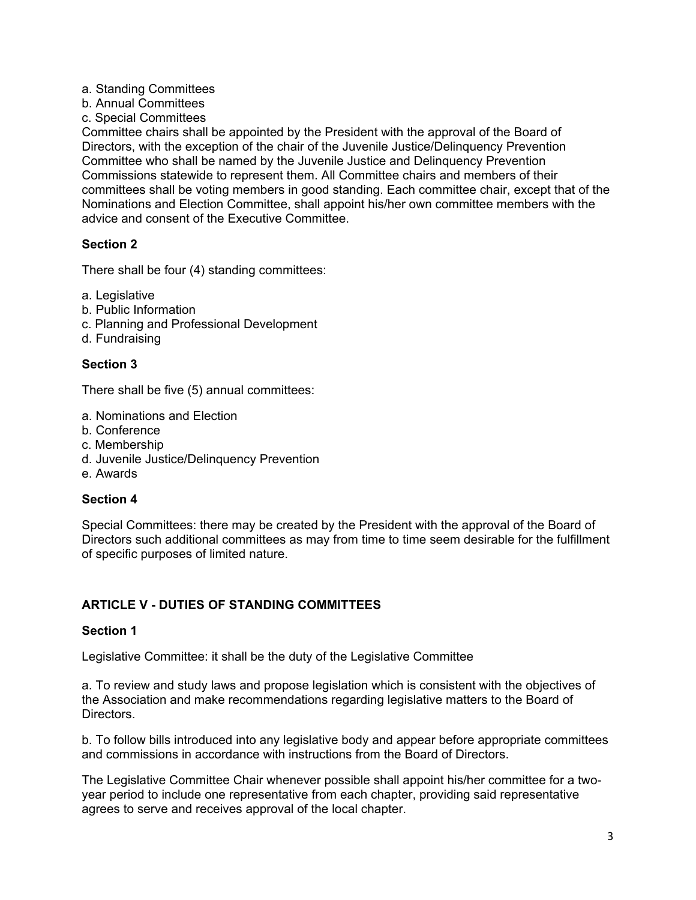a. Standing Committees
b. Annual Committees
c. Special Committees

Committee chairs shall be appointed by the President with the approval of the Board of Directors, with the exception of the chair of the Juvenile Justice/Delinquency Prevention Committee who shall be named by the Juvenile Justice and Delinquency Prevention Commissions statewide to represent them. All Committee chairs and members of their committees shall be voting members in good standing. Each committee chair, except that of the Nominations and Election Committee, shall appoint his/her own committee members with the advice and consent of the Executive Committee.

**Section 2**

There shall be four (4) standing committees:

a. Legislative
b. Public Information
c. Planning and Professional Development
d. Fundraising

**Section 3**

There shall be five (5) annual committees:

a. Nominations and Election
b. Conference
c. Membership
d. Juvenile Justice/Delinquency Prevention
e. Awards

**Section 4**

Special Committees: there may be created by the President with the approval of the Board of Directors such additional committees as may from time to time seem desirable for the fulfillment of specific purposes of limited nature.

## ARTICLE V - DUTIES OF STANDING COMMITTEES

**Section 1**

Legislative Committee: it shall be the duty of the Legislative Committee

a. To review and study laws and propose legislation which is consistent with the objectives of the Association and make recommendations regarding legislative matters to the Board of Directors.

b. To follow bills introduced into any legislative body and appear before appropriate committees and commissions in accordance with instructions from the Board of Directors.

The Legislative Committee Chair whenever possible shall appoint his/her committee for a two-year period to include one representative from each chapter, providing said representative agrees to serve and receives approval of the local chapter.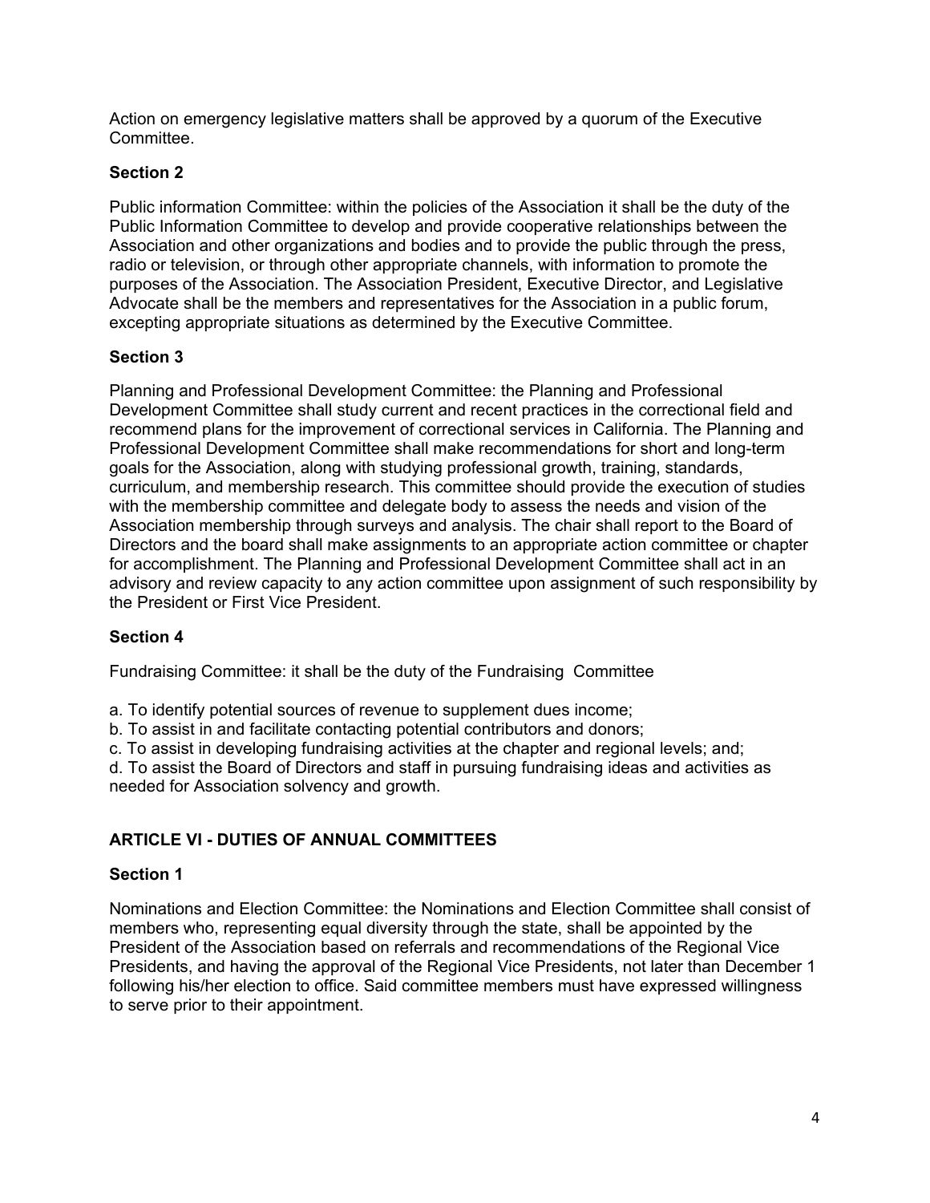Action on emergency legislative matters shall be approved by a quorum of the Executive Committee.

**Section 2**

Public information Committee: within the policies of the Association it shall be the duty of the Public Information Committee to develop and provide cooperative relationships between the Association and other organizations and bodies and to provide the public through the press, radio or television, or through other appropriate channels, with information to promote the purposes of the Association. The Association President, Executive Director, and Legislative Advocate shall be the members and representatives for the Association in a public forum, excepting appropriate situations as determined by the Executive Committee.

**Section 3**

Planning and Professional Development Committee: the Planning and Professional Development Committee shall study current and recent practices in the correctional field and recommend plans for the improvement of correctional services in California. The Planning and Professional Development Committee shall make recommendations for short and long-term goals for the Association, along with studying professional growth, training, standards, curriculum, and membership research. This committee should provide the execution of studies with the membership committee and delegate body to assess the needs and vision of the Association membership through surveys and analysis. The chair shall report to the Board of Directors and the board shall make assignments to an appropriate action committee or chapter for accomplishment. The Planning and Professional Development Committee shall act in an advisory and review capacity to any action committee upon assignment of such responsibility by the President or First Vice President.

**Section 4**

Fundraising Committee: it shall be the duty of the Fundraising Committee

a. To identify potential sources of revenue to supplement dues income;
b. To assist in and facilitate contacting potential contributors and donors;
c. To assist in developing fundraising activities at the chapter and regional levels; and;
d. To assist the Board of Directors and staff in pursuing fundraising ideas and activities as needed for Association solvency and growth.

## ARTICLE VI - DUTIES OF ANNUAL COMMITTEES

**Section 1**

Nominations and Election Committee: the Nominations and Election Committee shall consist of members who, representing equal diversity through the state, shall be appointed by the President of the Association based on referrals and recommendations of the Regional Vice Presidents, and having the approval of the Regional Vice Presidents, not later than December 1 following his/her election to office. Said committee members must have expressed willingness to serve prior to their appointment.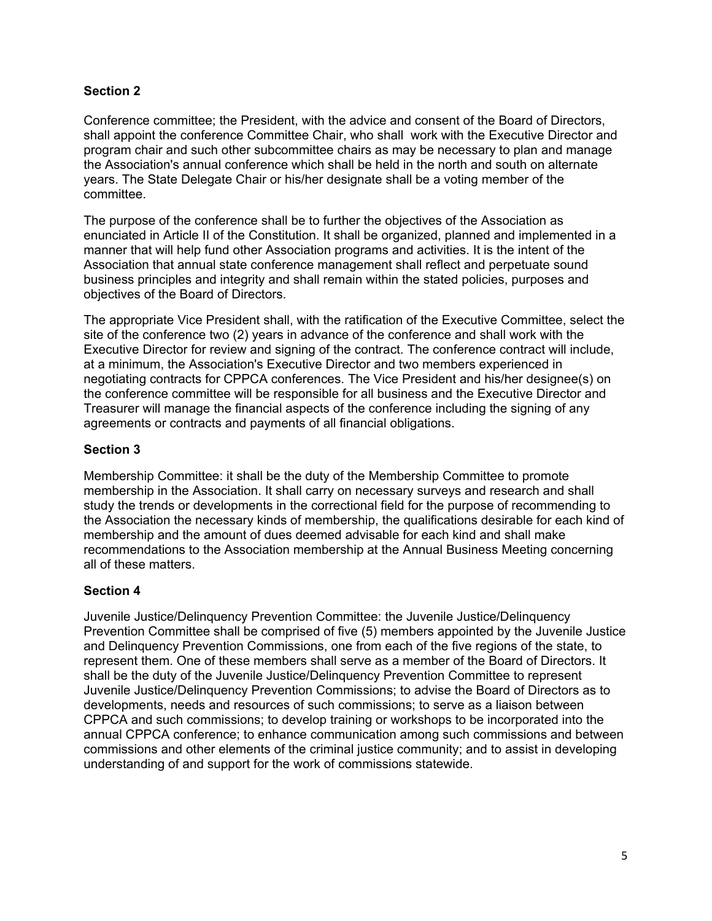**Section 2**

Conference committee; the President, with the advice and consent of the Board of Directors, shall appoint the conference Committee Chair, who shall work with the Executive Director and program chair and such other subcommittee chairs as may be necessary to plan and manage the Association's annual conference which shall be held in the north and south on alternate years. The State Delegate Chair or his/her designate shall be a voting member of the committee.

The purpose of the conference shall be to further the objectives of the Association as enunciated in Article II of the Constitution. It shall be organized, planned and implemented in a manner that will help fund other Association programs and activities. It is the intent of the Association that annual state conference management shall reflect and perpetuate sound business principles and integrity and shall remain within the stated policies, purposes and objectives of the Board of Directors.

The appropriate Vice President shall, with the ratification of the Executive Committee, select the site of the conference two (2) years in advance of the conference and shall work with the Executive Director for review and signing of the contract. The conference contract will include, at a minimum, the Association's Executive Director and two members experienced in negotiating contracts for CPPCA conferences. The Vice President and his/her designee(s) on the conference committee will be responsible for all business and the Executive Director and Treasurer will manage the financial aspects of the conference including the signing of any agreements or contracts and payments of all financial obligations.

**Section 3**

Membership Committee: it shall be the duty of the Membership Committee to promote membership in the Association. It shall carry on necessary surveys and research and shall study the trends or developments in the correctional field for the purpose of recommending to the Association the necessary kinds of membership, the qualifications desirable for each kind of membership and the amount of dues deemed advisable for each kind and shall make recommendations to the Association membership at the Annual Business Meeting concerning all of these matters.

**Section 4**

Juvenile Justice/Delinquency Prevention Committee: the Juvenile Justice/Delinquency Prevention Committee shall be comprised of five (5) members appointed by the Juvenile Justice and Delinquency Prevention Commissions, one from each of the five regions of the state, to represent them. One of these members shall serve as a member of the Board of Directors. It shall be the duty of the Juvenile Justice/Delinquency Prevention Committee to represent Juvenile Justice/Delinquency Prevention Commissions; to advise the Board of Directors as to developments, needs and resources of such commissions; to serve as a liaison between CPPCA and such commissions; to develop training or workshops to be incorporated into the annual CPPCA conference; to enhance communication among such commissions and between commissions and other elements of the criminal justice community; and to assist in developing understanding of and support for the work of commissions statewide.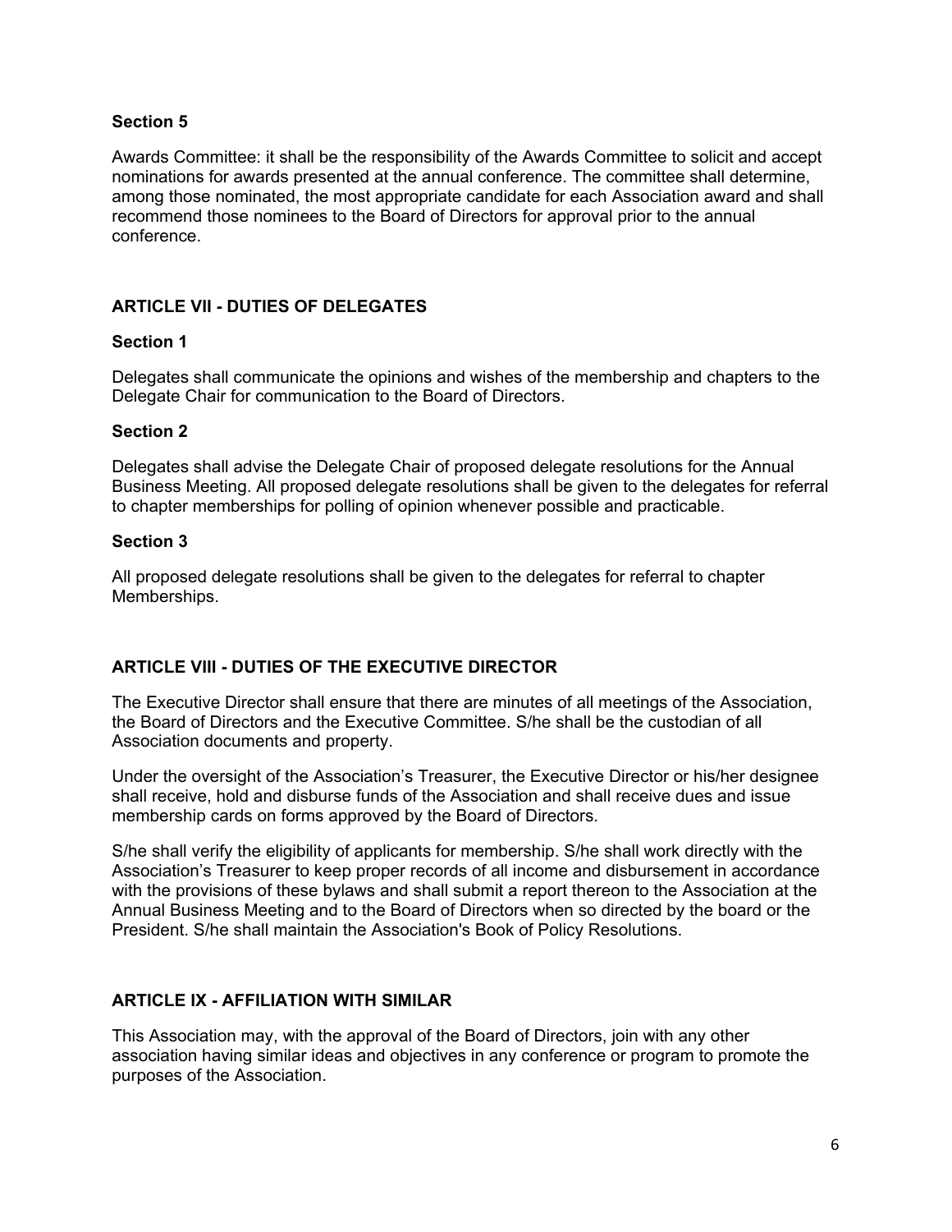### Section 5

Awards Committee: it shall be the responsibility of the Awards Committee to solicit and accept nominations for awards presented at the annual conference. The committee shall determine, among those nominated, the most appropriate candidate for each Association award and shall recommend those nominees to the Board of Directors for approval prior to the annual conference.

## ARTICLE VII - DUTIES OF DELEGATES

### Section 1

Delegates shall communicate the opinions and wishes of the membership and chapters to the Delegate Chair for communication to the Board of Directors.

### Section 2

Delegates shall advise the Delegate Chair of proposed delegate resolutions for the Annual Business Meeting. All proposed delegate resolutions shall be given to the delegates for referral to chapter memberships for polling of opinion whenever possible and practicable.

### Section 3

All proposed delegate resolutions shall be given to the delegates for referral to chapter Memberships.

## ARTICLE VIII - DUTIES OF THE EXECUTIVE DIRECTOR

The Executive Director shall ensure that there are minutes of all meetings of the Association, the Board of Directors and the Executive Committee. S/he shall be the custodian of all Association documents and property.

Under the oversight of the Association's Treasurer, the Executive Director or his/her designee shall receive, hold and disburse funds of the Association and shall receive dues and issue membership cards on forms approved by the Board of Directors.

S/he shall verify the eligibility of applicants for membership. S/he shall work directly with the Association's Treasurer to keep proper records of all income and disbursement in accordance with the provisions of these bylaws and shall submit a report thereon to the Association at the Annual Business Meeting and to the Board of Directors when so directed by the board or the President. S/he shall maintain the Association's Book of Policy Resolutions.

## ARTICLE IX - AFFILIATION WITH SIMILAR

This Association may, with the approval of the Board of Directors, join with any other association having similar ideas and objectives in any conference or program to promote the purposes of the Association.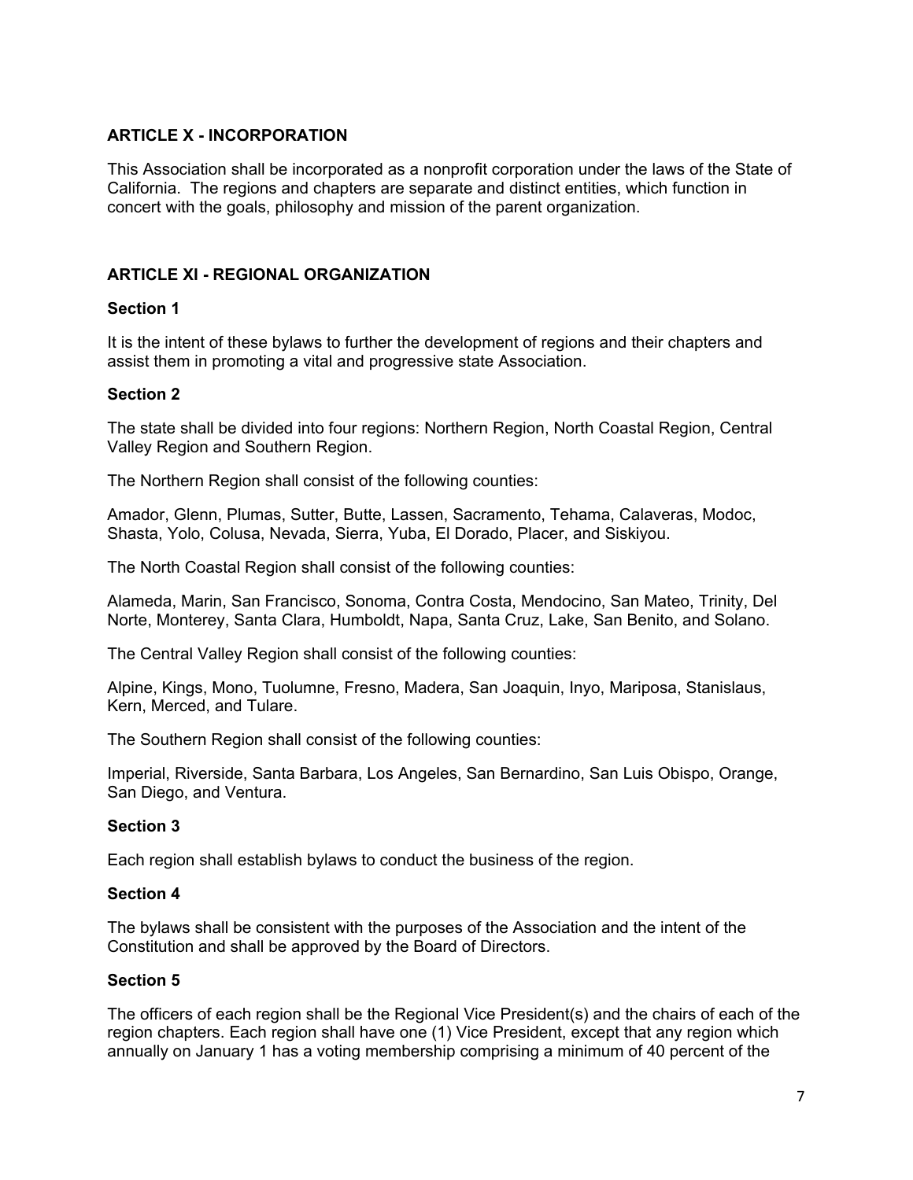## ARTICLE X - INCORPORATION

This Association shall be incorporated as a nonprofit corporation under the laws of the State of California. The regions and chapters are separate and distinct entities, which function in concert with the goals, philosophy and mission of the parent organization.

## ARTICLE XI - REGIONAL ORGANIZATION

### Section 1

It is the intent of these bylaws to further the development of regions and their chapters and assist them in promoting a vital and progressive state Association.

### Section 2

The state shall be divided into four regions: Northern Region, North Coastal Region, Central Valley Region and Southern Region.

The Northern Region shall consist of the following counties:

Amador, Glenn, Plumas, Sutter, Butte, Lassen, Sacramento, Tehama, Calaveras, Modoc, Shasta, Yolo, Colusa, Nevada, Sierra, Yuba, El Dorado, Placer, and Siskiyou.

The North Coastal Region shall consist of the following counties:

Alameda, Marin, San Francisco, Sonoma, Contra Costa, Mendocino, San Mateo, Trinity, Del Norte, Monterey, Santa Clara, Humboldt, Napa, Santa Cruz, Lake, San Benito, and Solano.

The Central Valley Region shall consist of the following counties:

Alpine, Kings, Mono, Tuolumne, Fresno, Madera, San Joaquin, Inyo, Mariposa, Stanislaus, Kern, Merced, and Tulare.

The Southern Region shall consist of the following counties:

Imperial, Riverside, Santa Barbara, Los Angeles, San Bernardino, San Luis Obispo, Orange, San Diego, and Ventura.

### Section 3

Each region shall establish bylaws to conduct the business of the region.

### Section 4

The bylaws shall be consistent with the purposes of the Association and the intent of the Constitution and shall be approved by the Board of Directors.

### Section 5

The officers of each region shall be the Regional Vice President(s) and the chairs of each of the region chapters. Each region shall have one (1) Vice President, except that any region which annually on January 1 has a voting membership comprising a minimum of 40 percent of the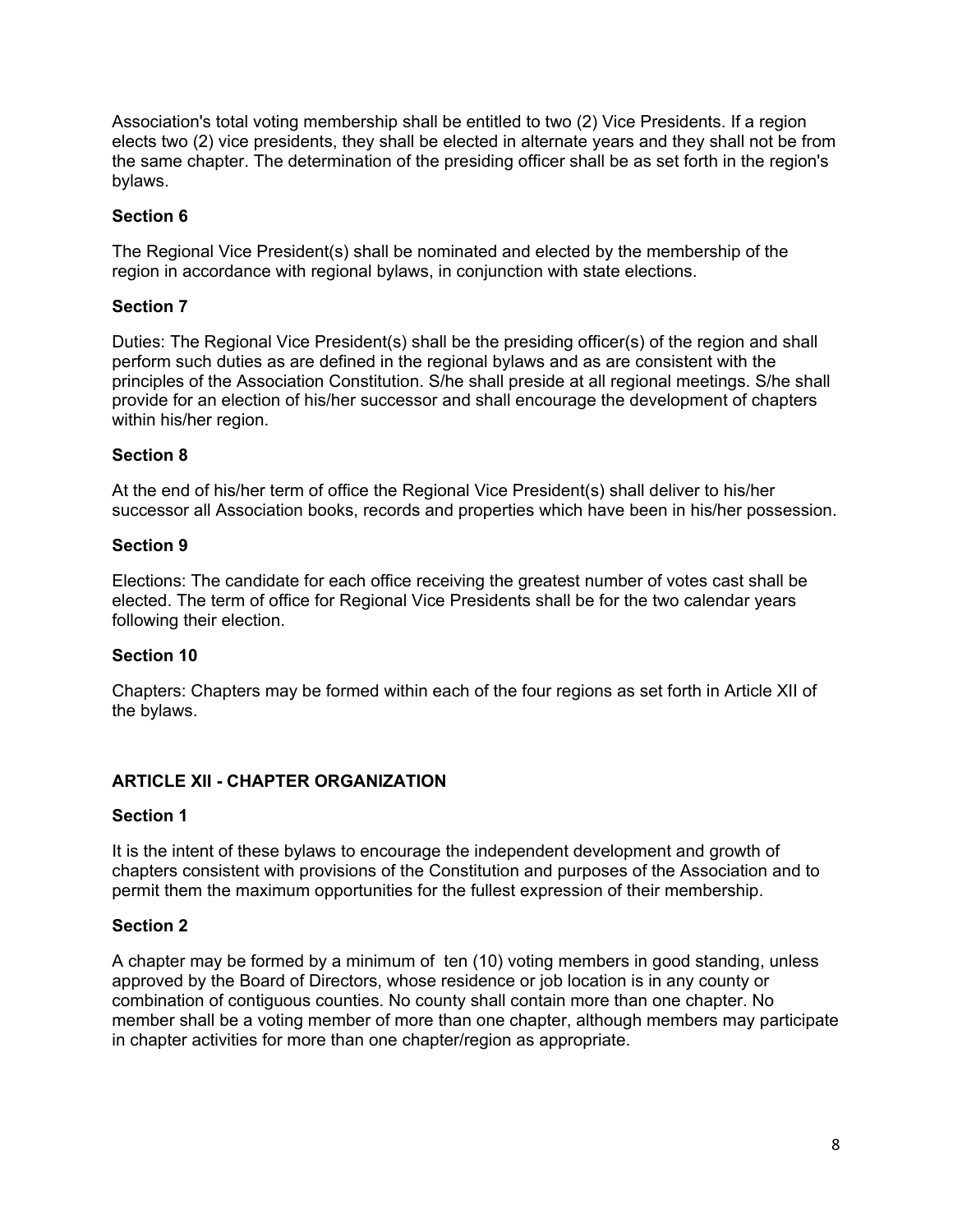Association's total voting membership shall be entitled to two (2) Vice Presidents. If a region elects two (2) vice presidents, they shall be elected in alternate years and they shall not be from the same chapter. The determination of the presiding officer shall be as set forth in the region's bylaws.

**Section 6**

The Regional Vice President(s) shall be nominated and elected by the membership of the region in accordance with regional bylaws, in conjunction with state elections.

**Section 7**

Duties: The Regional Vice President(s) shall be the presiding officer(s) of the region and shall perform such duties as are defined in the regional bylaws and as are consistent with the principles of the Association Constitution. S/he shall preside at all regional meetings. S/he shall provide for an election of his/her successor and shall encourage the development of chapters within his/her region.

**Section 8**

At the end of his/her term of office the Regional Vice President(s) shall deliver to his/her successor all Association books, records and properties which have been in his/her possession.

**Section 9**

Elections: The candidate for each office receiving the greatest number of votes cast shall be elected. The term of office for Regional Vice Presidents shall be for the two calendar years following their election.

**Section 10**

Chapters: Chapters may be formed within each of the four regions as set forth in Article XII of the bylaws.

## ARTICLE XII - CHAPTER ORGANIZATION

**Section 1**

It is the intent of these bylaws to encourage the independent development and growth of chapters consistent with provisions of the Constitution and purposes of the Association and to permit them the maximum opportunities for the fullest expression of their membership.

**Section 2**

A chapter may be formed by a minimum of ten (10) voting members in good standing, unless approved by the Board of Directors, whose residence or job location is in any county or combination of contiguous counties. No county shall contain more than one chapter. No member shall be a voting member of more than one chapter, although members may participate in chapter activities for more than one chapter/region as appropriate.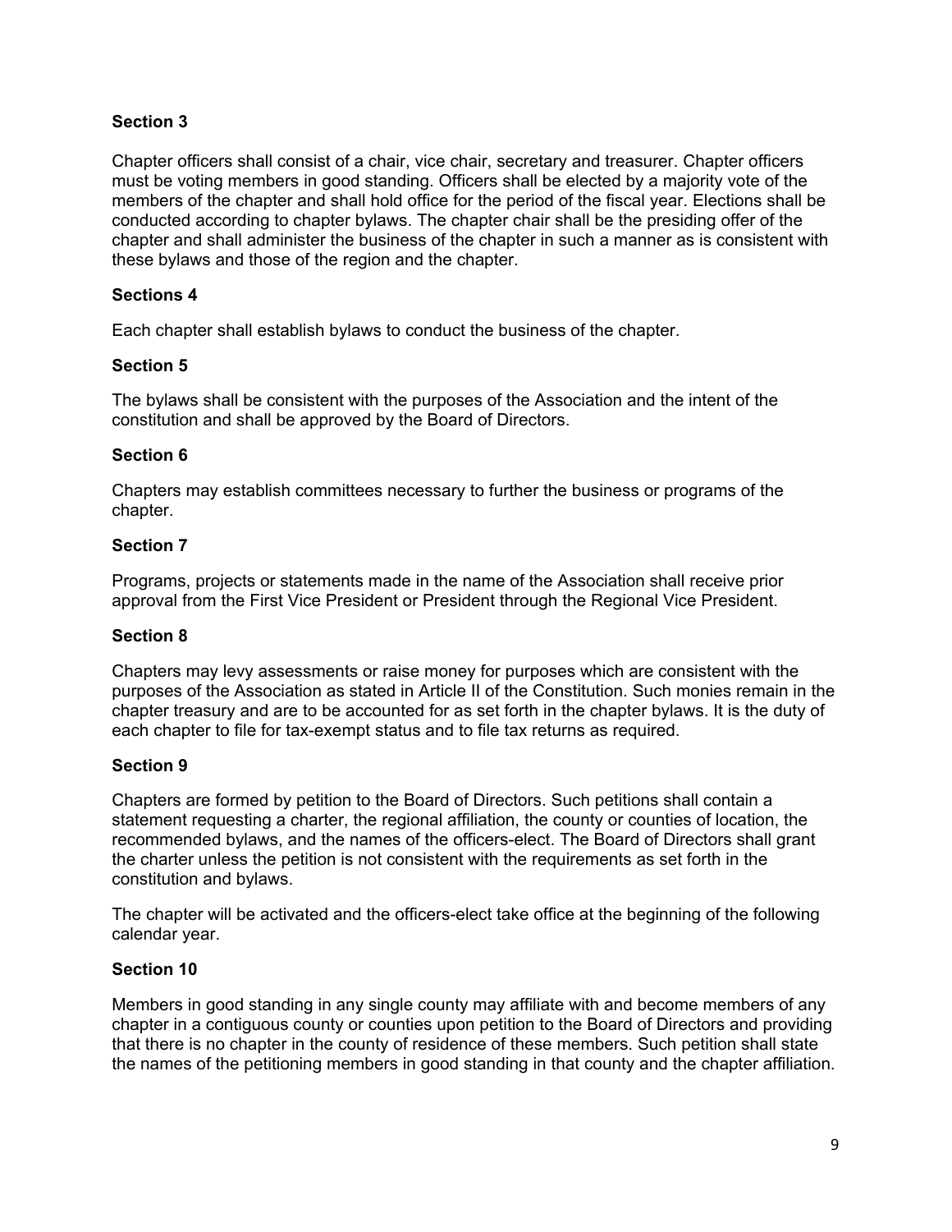### Section 3

Chapter officers shall consist of a chair, vice chair, secretary and treasurer. Chapter officers must be voting members in good standing. Officers shall be elected by a majority vote of the members of the chapter and shall hold office for the period of the fiscal year. Elections shall be conducted according to chapter bylaws. The chapter chair shall be the presiding offer of the chapter and shall administer the business of the chapter in such a manner as is consistent with these bylaws and those of the region and the chapter.

### Sections 4

Each chapter shall establish bylaws to conduct the business of the chapter.

### Section 5

The bylaws shall be consistent with the purposes of the Association and the intent of the constitution and shall be approved by the Board of Directors.

### Section 6

Chapters may establish committees necessary to further the business or programs of the chapter.

### Section 7

Programs, projects or statements made in the name of the Association shall receive prior approval from the First Vice President or President through the Regional Vice President.

### Section 8

Chapters may levy assessments or raise money for purposes which are consistent with the purposes of the Association as stated in Article II of the Constitution. Such monies remain in the chapter treasury and are to be accounted for as set forth in the chapter bylaws. It is the duty of each chapter to file for tax-exempt status and to file tax returns as required.

### Section 9

Chapters are formed by petition to the Board of Directors. Such petitions shall contain a statement requesting a charter, the regional affiliation, the county or counties of location, the recommended bylaws, and the names of the officers-elect. The Board of Directors shall grant the charter unless the petition is not consistent with the requirements as set forth in the constitution and bylaws.

The chapter will be activated and the officers-elect take office at the beginning of the following calendar year.

### Section 10

Members in good standing in any single county may affiliate with and become members of any chapter in a contiguous county or counties upon petition to the Board of Directors and providing that there is no chapter in the county of residence of these members. Such petition shall state the names of the petitioning members in good standing in that county and the chapter affiliation.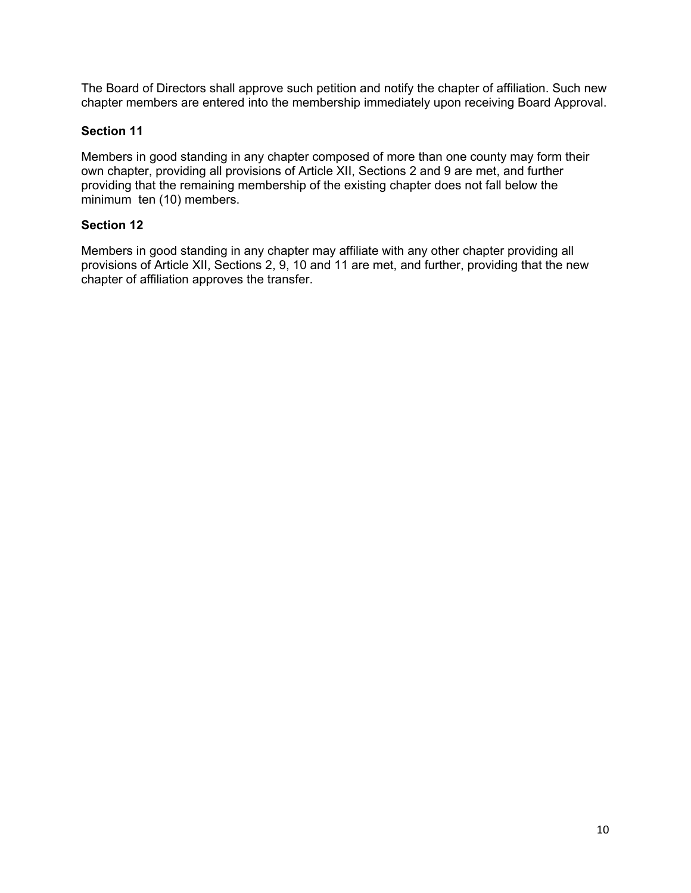The Board of Directors shall approve such petition and notify the chapter of affiliation. Such new chapter members are entered into the membership immediately upon receiving Board Approval.

**Section 11**

Members in good standing in any chapter composed of more than one county may form their own chapter, providing all provisions of Article XII, Sections 2 and 9 are met, and further providing that the remaining membership of the existing chapter does not fall below the minimum ten (10) members.

**Section 12**

Members in good standing in any chapter may affiliate with any other chapter providing all provisions of Article XII, Sections 2, 9, 10 and 11 are met, and further, providing that the new chapter of affiliation approves the transfer.